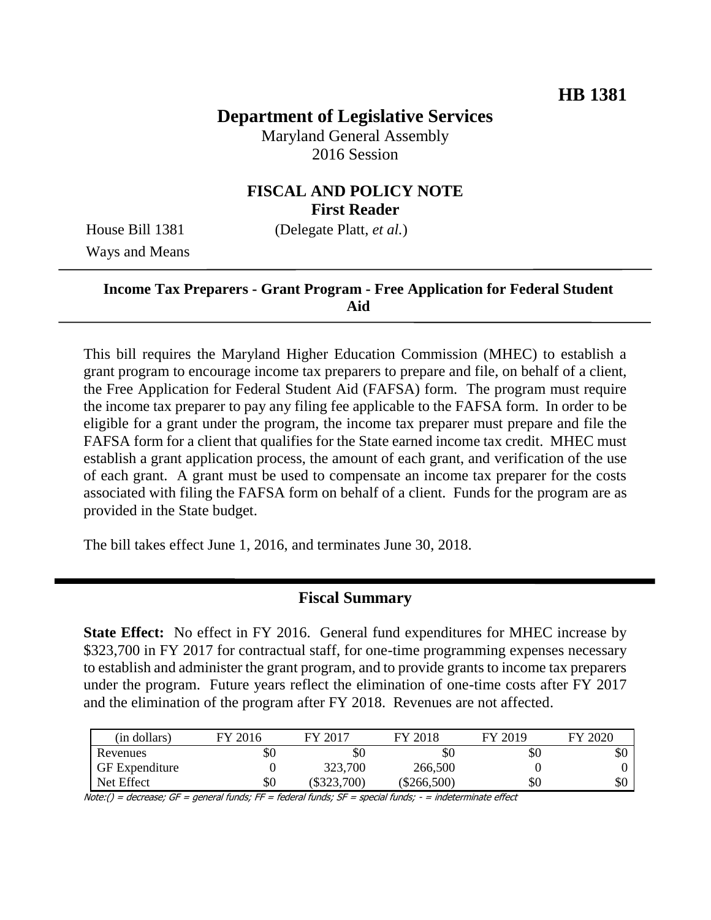**HB 1381**

# Department of Legislative Services

Maryland General Assembly
2016 Session

## FISCAL AND POLICY NOTE
**First Reader**

House Bill 1381 (Delegate Platt, *et al.*)
Ways and Means

---

**Income Tax Preparers - Grant Program - Free Application for Federal Student Aid**

---

This bill requires the Maryland Higher Education Commission (MHEC) to establish a grant program to encourage income tax preparers to prepare and file, on behalf of a client, the Free Application for Federal Student Aid (FAFSA) form. The program must require the income tax preparer to pay any filing fee applicable to the FAFSA form. In order to be eligible for a grant under the program, the income tax preparer must prepare and file the FAFSA form for a client that qualifies for the State earned income tax credit. MHEC must establish a grant application process, the amount of each grant, and verification of the use of each grant. A grant must be used to compensate an income tax preparer for the costs associated with filing the FAFSA form on behalf of a client. Funds for the program are as provided in the State budget.

The bill takes effect June 1, 2016, and terminates June 30, 2018.

---

## Fiscal Summary

**State Effect:** No effect in FY 2016. General fund expenditures for MHEC increase by $323,700 in FY 2017 for contractual staff, for one-time programming expenses necessary to establish and administer the grant program, and to provide grants to income tax preparers under the program. Future years reflect the elimination of one-time costs after FY 2017 and the elimination of the program after FY 2018. Revenues are not affected.

| (in dollars) | FY 2016 | FY 2017 | FY 2018 | FY 2019 | FY 2020 |
|---|---|---|---|---|---|
| Revenues | $0 | $0 | $0 | $0 | $0 |
| GF Expenditure | 0 | 323,700 | 266,500 | 0 | 0 |
| Net Effect | $0 | ($323,700) | ($266,500) | $0 | $0 |

Note:() = decrease; GF = general funds; FF = federal funds; SF = special funds; - = indeterminate effect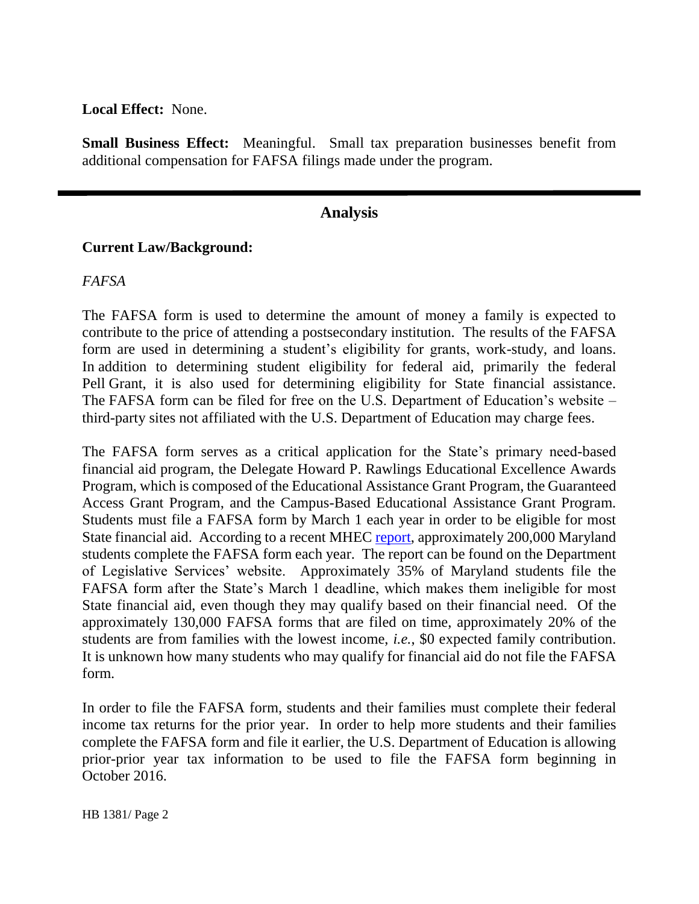**Local Effect:** None.

**Small Business Effect:** Meaningful. Small tax preparation businesses benefit from additional compensation for FAFSA filings made under the program.

---

## Analysis

**Current Law/Background:**

*FAFSA*

The FAFSA form is used to determine the amount of money a family is expected to contribute to the price of attending a postsecondary institution. The results of the FAFSA form are used in determining a student's eligibility for grants, work-study, and loans. In addition to determining student eligibility for federal aid, primarily the federal Pell Grant, it is also used for determining eligibility for State financial assistance. The FAFSA form can be filed for free on the U.S. Department of Education's website – third-party sites not affiliated with the U.S. Department of Education may charge fees.

The FAFSA form serves as a critical application for the State's primary need-based financial aid program, the Delegate Howard P. Rawlings Educational Excellence Awards Program, which is composed of the Educational Assistance Grant Program, the Guaranteed Access Grant Program, and the Campus-Based Educational Assistance Grant Program. Students must file a FAFSA form by March 1 each year in order to be eligible for most State financial aid. According to a recent MHEC report, approximately 200,000 Maryland students complete the FAFSA form each year. The report can be found on the Department of Legislative Services' website. Approximately 35% of Maryland students file the FAFSA form after the State's March 1 deadline, which makes them ineligible for most State financial aid, even though they may qualify based on their financial need. Of the approximately 130,000 FAFSA forms that are filed on time, approximately 20% of the students are from families with the lowest income, *i.e.*, $0 expected family contribution. It is unknown how many students who may qualify for financial aid do not file the FAFSA form.

In order to file the FAFSA form, students and their families must complete their federal income tax returns for the prior year. In order to help more students and their families complete the FAFSA form and file it earlier, the U.S. Department of Education is allowing prior-prior year tax information to be used to file the FAFSA form beginning in October 2016.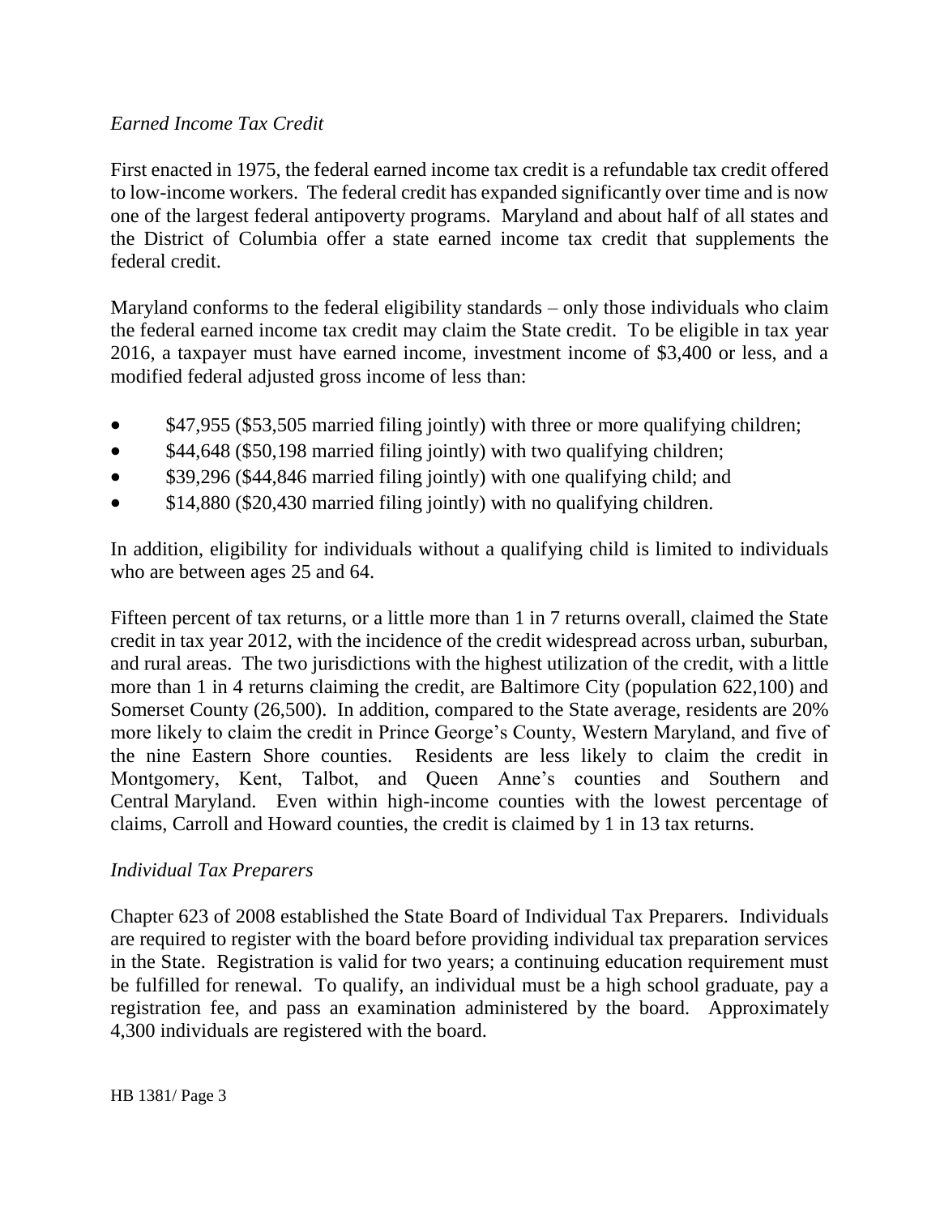*Earned Income Tax Credit*

First enacted in 1975, the federal earned income tax credit is a refundable tax credit offered to low-income workers. The federal credit has expanded significantly over time and is now one of the largest federal antipoverty programs. Maryland and about half of all states and the District of Columbia offer a state earned income tax credit that supplements the federal credit.

Maryland conforms to the federal eligibility standards – only those individuals who claim the federal earned income tax credit may claim the State credit. To be eligible in tax year 2016, a taxpayer must have earned income, investment income of $3,400 or less, and a modified federal adjusted gross income of less than:

- $47,955 ($53,505 married filing jointly) with three or more qualifying children;
- $44,648 ($50,198 married filing jointly) with two qualifying children;
- $39,296 ($44,846 married filing jointly) with one qualifying child; and
- $14,880 ($20,430 married filing jointly) with no qualifying children.

In addition, eligibility for individuals without a qualifying child is limited to individuals who are between ages 25 and 64.

Fifteen percent of tax returns, or a little more than 1 in 7 returns overall, claimed the State credit in tax year 2012, with the incidence of the credit widespread across urban, suburban, and rural areas. The two jurisdictions with the highest utilization of the credit, with a little more than 1 in 4 returns claiming the credit, are Baltimore City (population 622,100) and Somerset County (26,500). In addition, compared to the State average, residents are 20% more likely to claim the credit in Prince George's County, Western Maryland, and five of the nine Eastern Shore counties. Residents are less likely to claim the credit in Montgomery, Kent, Talbot, and Queen Anne's counties and Southern and Central Maryland. Even within high-income counties with the lowest percentage of claims, Carroll and Howard counties, the credit is claimed by 1 in 13 tax returns.

*Individual Tax Preparers*

Chapter 623 of 2008 established the State Board of Individual Tax Preparers. Individuals are required to register with the board before providing individual tax preparation services in the State. Registration is valid for two years; a continuing education requirement must be fulfilled for renewal. To qualify, an individual must be a high school graduate, pay a registration fee, and pass an examination administered by the board. Approximately 4,300 individuals are registered with the board.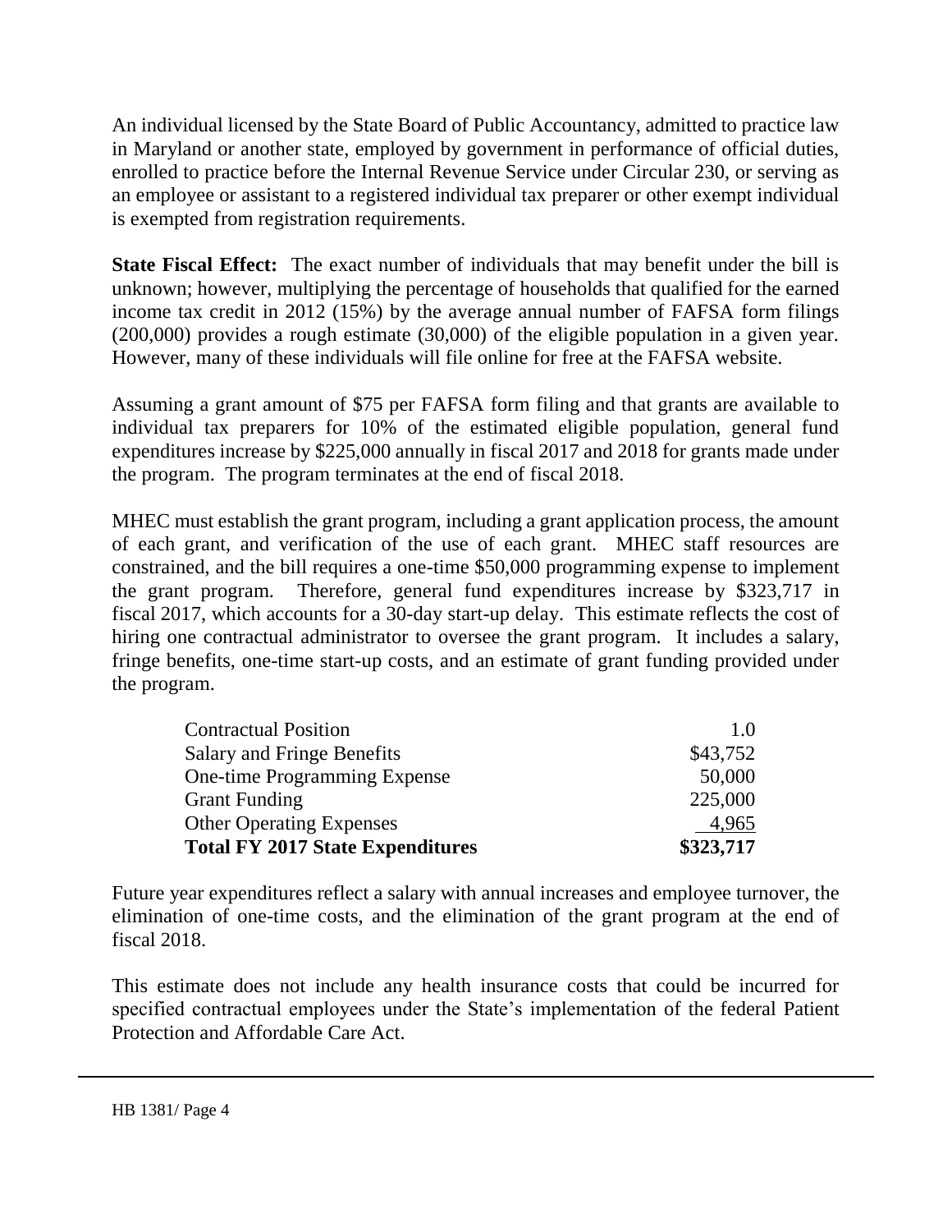An individual licensed by the State Board of Public Accountancy, admitted to practice law in Maryland or another state, employed by government in performance of official duties, enrolled to practice before the Internal Revenue Service under Circular 230, or serving as an employee or assistant to a registered individual tax preparer or other exempt individual is exempted from registration requirements.

**State Fiscal Effect:** The exact number of individuals that may benefit under the bill is unknown; however, multiplying the percentage of households that qualified for the earned income tax credit in 2012 (15%) by the average annual number of FAFSA form filings (200,000) provides a rough estimate (30,000) of the eligible population in a given year. However, many of these individuals will file online for free at the FAFSA website.

Assuming a grant amount of $75 per FAFSA form filing and that grants are available to individual tax preparers for 10% of the estimated eligible population, general fund expenditures increase by $225,000 annually in fiscal 2017 and 2018 for grants made under the program. The program terminates at the end of fiscal 2018.

MHEC must establish the grant program, including a grant application process, the amount of each grant, and verification of the use of each grant. MHEC staff resources are constrained, and the bill requires a one-time $50,000 programming expense to implement the grant program. Therefore, general fund expenditures increase by $323,717 in fiscal 2017, which accounts for a 30-day start-up delay. This estimate reflects the cost of hiring one contractual administrator to oversee the grant program. It includes a salary, fringe benefits, one-time start-up costs, and an estimate of grant funding provided under the program.

| | |
|---|---|
| Contractual Position | 1.0 |
| Salary and Fringe Benefits | $43,752 |
| One-time Programming Expense | 50,000 |
| Grant Funding | 225,000 |
| Other Operating Expenses | 4,965 |
| **Total FY 2017 State Expenditures** | **$323,717** |

Future year expenditures reflect a salary with annual increases and employee turnover, the elimination of one-time costs, and the elimination of the grant program at the end of fiscal 2018.

This estimate does not include any health insurance costs that could be incurred for specified contractual employees under the State's implementation of the federal Patient Protection and Affordable Care Act.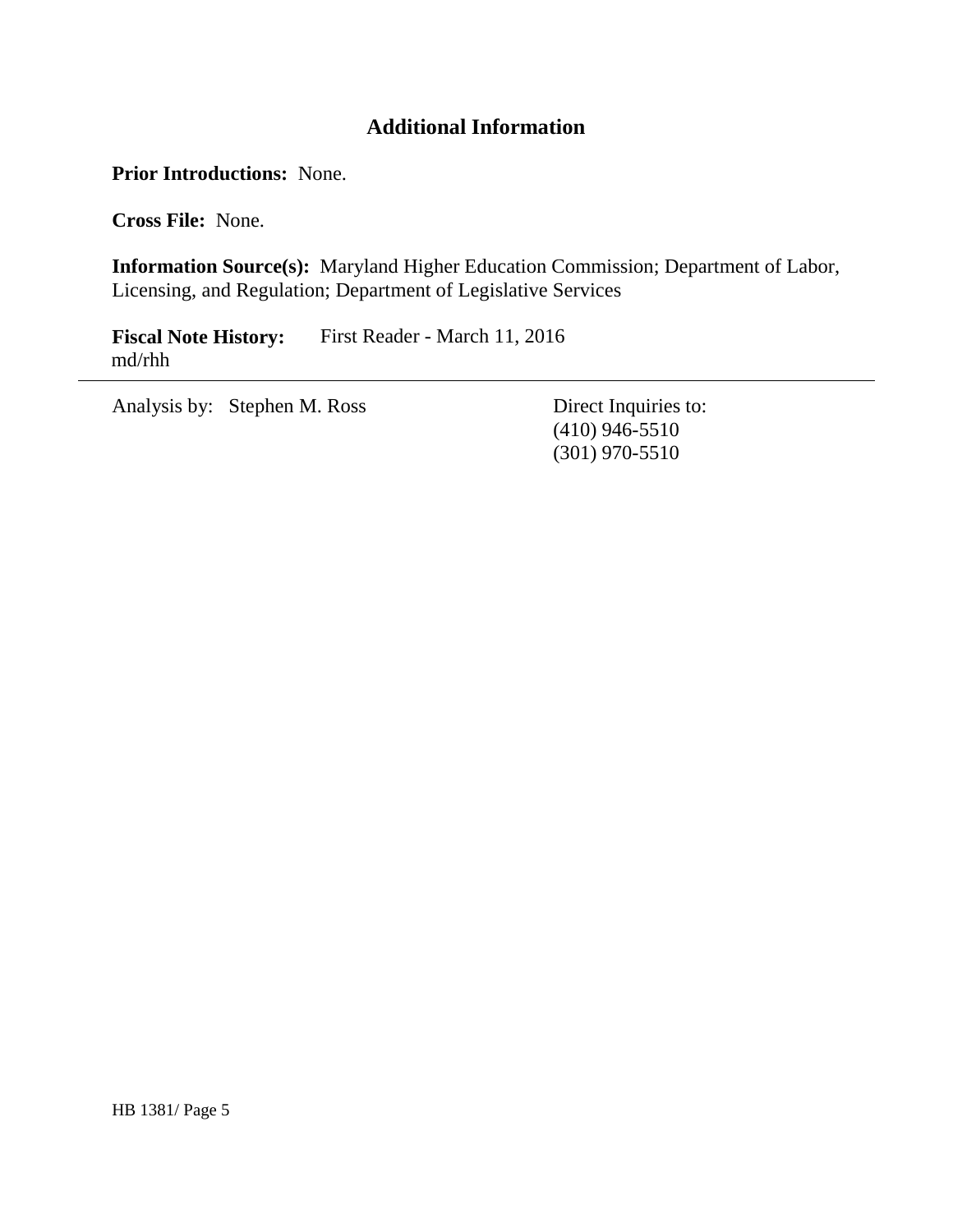## Additional Information

**Prior Introductions:** None.

**Cross File:** None.

**Information Source(s):** Maryland Higher Education Commission; Department of Labor, Licensing, and Regulation; Department of Legislative Services

**Fiscal Note History:** First Reader - March 11, 2016
md/rhh

---

Analysis by: Stephen M. Ross

Direct Inquiries to:
(410) 946-5510
(301) 970-5510